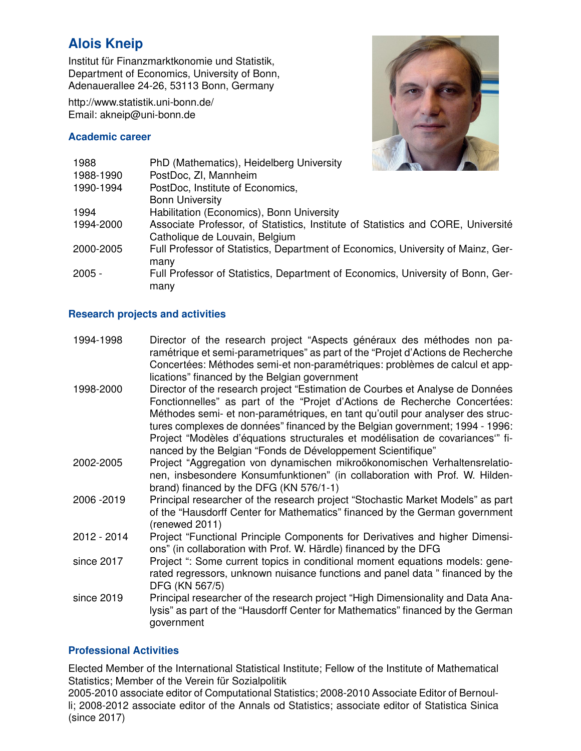# Alois Kneip

Institut für Finanzmarktkonomie und Statistik,
Department of Economics, University of Bonn,
Adenauerallee 24-26, 53113 Bonn, Germany

http://www.statistik.uni-bonn.de/
Email: akneip@uni-bonn.de

## Academic career

| | |
|---|---|
| 1988 | PhD (Mathematics), Heidelberg University |
| 1988-1990 | PostDoc, ZI, Mannheim |
| 1990-1994 | PostDoc, Institute of Economics, Bonn University |
| 1994 | Habilitation (Economics), Bonn University |
| 1994-2000 | Associate Professor, of Statistics, Institute of Statistics and CORE, Université Catholique de Louvain, Belgium |
| 2000-2005 | Full Professor of Statistics, Department of Economics, University of Mainz, Germany |
| 2005 - | Full Professor of Statistics, Department of Economics, University of Bonn, Germany |

## Research projects and activities

| | |
|---|---|
| 1994-1998 | Director of the research project "Aspects généraux des méthodes non paramétrique et semi-parametriques" as part of the "Projet d'Actions de Recherche Concertées: Méthodes semi-et non-paramétriques: problèmes de calcul et applications" financed by the Belgian government |
| 1998-2000 | Director of the research project "Estimation de Courbes et Analyse de Données Fonctionnelles" as part of the "Projet d'Actions de Recherche Concertées: Méthodes semi- et non-paramétriques, en tant qu'outil pour analyser des structures complexes de données" financed by the Belgian government; 1994 - 1996: Project "Modèles d'équations structurales et modélisation de covariances'" financed by the Belgian "Fonds de Développement Scientifique" |
| 2002-2005 | Project "Aggregation von dynamischen mikroökonomischen Verhaltensrelationen, insbesondere Konsumfunktionen" (in collaboration with Prof. W. Hildenbrand) financed by the DFG (KN 576/1-1) |
| 2006 -2019 | Principal researcher of the research project "Stochastic Market Models" as part of the "Hausdorff Center for Mathematics" financed by the German government (renewed 2011) |
| 2012 - 2014 | Project "Functional Principle Components for Derivatives and higher Dimensions" (in collaboration with Prof. W. Härdle) financed by the DFG |
| since 2017 | Project ": Some current topics in conditional moment equations models: generated regressors, unknown nuisance functions and panel data " financed by the DFG (KN 567/5) |
| since 2019 | Principal researcher of the research project "High Dimensionality and Data Analysis" as part of the "Hausdorff Center for Mathematics" financed by the German government |

## Professional Activities

Elected Member of the International Statistical Institute; Fellow of the Institute of Mathematical Statistics; Member of the Verein für Sozialpolitik
2005-2010 associate editor of Computational Statistics; 2008-2010 Associate Editor of Bernoulli; 2008-2012 associate editor of the Annals od Statistics; associate editor of Statistica Sinica (since 2017)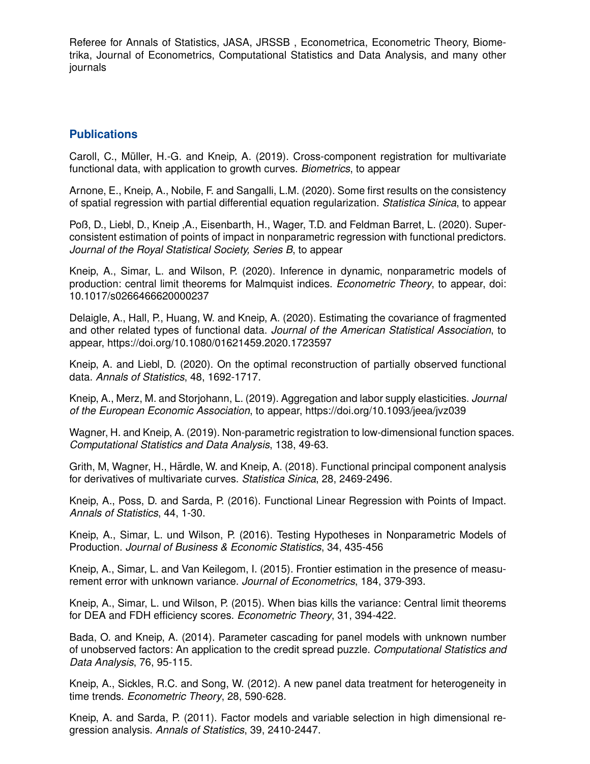Referee for Annals of Statistics, JASA, JRSSB , Econometrica, Econometric Theory, Biometrika, Journal of Econometrics, Computational Statistics and Data Analysis, and many other journals

## Publications

Caroll, C., Müller, H.-G. and Kneip, A. (2019). Cross-component registration for multivariate functional data, with application to growth curves. *Biometrics*, to appear

Arnone, E., Kneip, A., Nobile, F. and Sangalli, L.M. (2020). Some first results on the consistency of spatial regression with partial differential equation regularization. *Statistica Sinica*, to appear

Poß, D., Liebl, D., Kneip ,A., Eisenbarth, H., Wager, T.D. and Feldman Barret, L. (2020). Superconsistent estimation of points of impact in nonparametric regression with functional predictors. *Journal of the Royal Statistical Society, Series B*, to appear

Kneip, A., Simar, L. and Wilson, P. (2020). Inference in dynamic, nonparametric models of production: central limit theorems for Malmquist indices. *Econometric Theory*, to appear, doi: 10.1017/s0266466620000237

Delaigle, A., Hall, P., Huang, W. and Kneip, A. (2020). Estimating the covariance of fragmented and other related types of functional data. *Journal of the American Statistical Association*, to appear, https://doi.org/10.1080/01621459.2020.1723597

Kneip, A. and Liebl, D. (2020). On the optimal reconstruction of partially observed functional data. *Annals of Statistics*, 48, 1692-1717.

Kneip, A., Merz, M. and Storjohann, L. (2019). Aggregation and labor supply elasticities. *Journal of the European Economic Association*, to appear, https://doi.org/10.1093/jeea/jvz039

Wagner, H. and Kneip, A. (2019). Non-parametric registration to low-dimensional function spaces. *Computational Statistics and Data Analysis*, 138, 49-63.

Grith, M, Wagner, H., Härdle, W. and Kneip, A. (2018). Functional principal component analysis for derivatives of multivariate curves. *Statistica Sinica*, 28, 2469-2496.

Kneip, A., Poss, D. and Sarda, P. (2016). Functional Linear Regression with Points of Impact. *Annals of Statistics*, 44, 1-30.

Kneip, A., Simar, L. und Wilson, P. (2016). Testing Hypotheses in Nonparametric Models of Production. *Journal of Business & Economic Statistics*, 34, 435-456

Kneip, A., Simar, L. and Van Keilegom, I. (2015). Frontier estimation in the presence of measurement error with unknown variance. *Journal of Econometrics*, 184, 379-393.

Kneip, A., Simar, L. und Wilson, P. (2015). When bias kills the variance: Central limit theorems for DEA and FDH efficiency scores. *Econometric Theory*, 31, 394-422.

Bada, O. and Kneip, A. (2014). Parameter cascading for panel models with unknown number of unobserved factors: An application to the credit spread puzzle. *Computational Statistics and Data Analysis*, 76, 95-115.

Kneip, A., Sickles, R.C. and Song, W. (2012). A new panel data treatment for heterogeneity in time trends. *Econometric Theory*, 28, 590-628.

Kneip, A. and Sarda, P. (2011). Factor models and variable selection in high dimensional regression analysis. *Annals of Statistics*, 39, 2410-2447.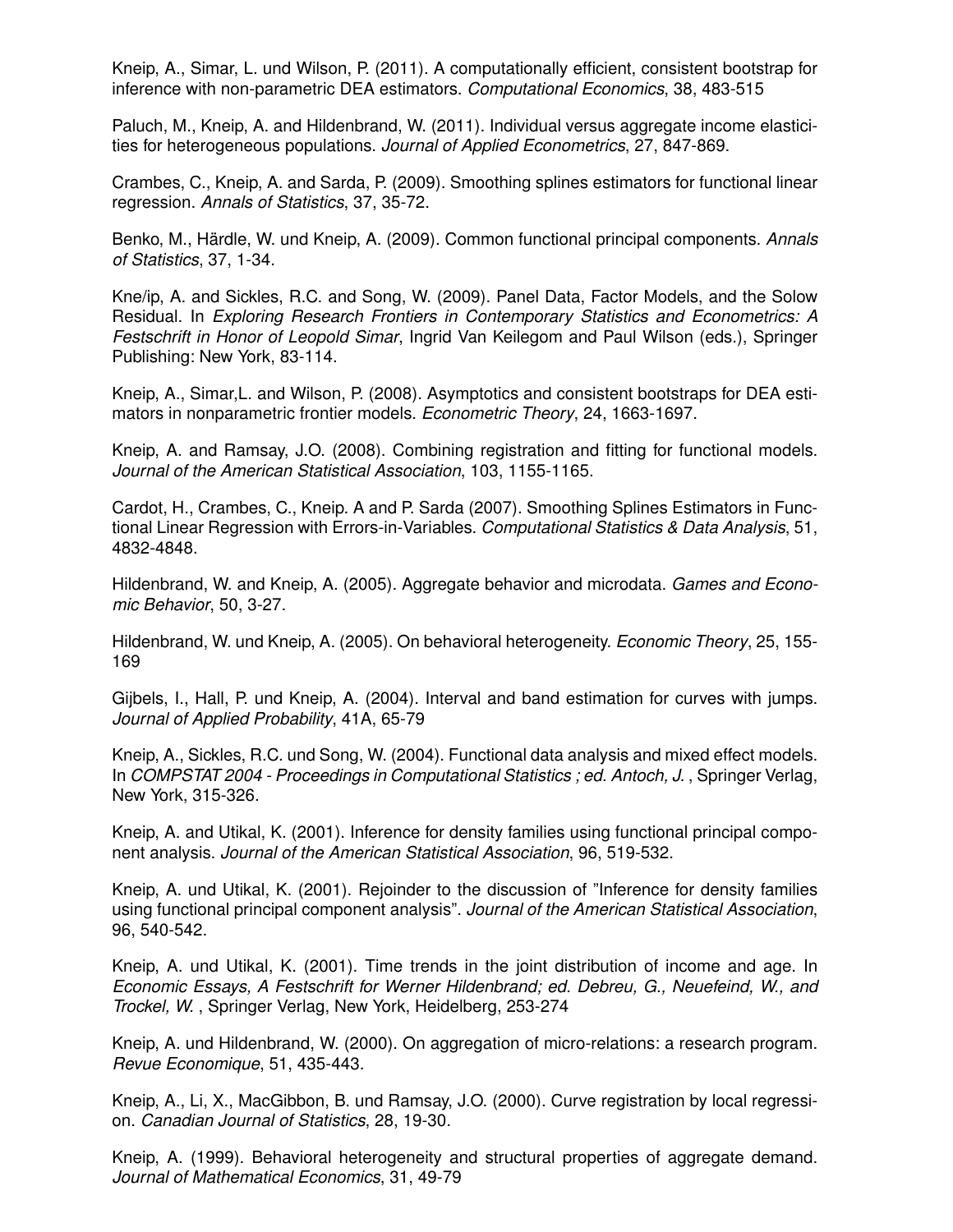Kneip, A., Simar, L. und Wilson, P. (2011). A computationally efficient, consistent bootstrap for inference with non-parametric DEA estimators. *Computational Economics*, 38, 483-515

Paluch, M., Kneip, A. and Hildenbrand, W. (2011). Individual versus aggregate income elasticities for heterogeneous populations. *Journal of Applied Econometrics*, 27, 847-869.

Crambes, C., Kneip, A. and Sarda, P. (2009). Smoothing splines estimators for functional linear regression. *Annals of Statistics*, 37, 35-72.

Benko, M., Härdle, W. und Kneip, A. (2009). Common functional principal components. *Annals of Statistics*, 37, 1-34.

Kne/ip, A. and Sickles, R.C. and Song, W. (2009). Panel Data, Factor Models, and the Solow Residual. In *Exploring Research Frontiers in Contemporary Statistics and Econometrics: A Festschrift in Honor of Leopold Simar*, Ingrid Van Keilegom and Paul Wilson (eds.), Springer Publishing: New York, 83-114.

Kneip, A., Simar,L. and Wilson, P. (2008). Asymptotics and consistent bootstraps for DEA estimators in nonparametric frontier models. *Econometric Theory*, 24, 1663-1697.

Kneip, A. and Ramsay, J.O. (2008). Combining registration and fitting for functional models. *Journal of the American Statistical Association*, 103, 1155-1165.

Cardot, H., Crambes, C., Kneip. A and P. Sarda (2007). Smoothing Splines Estimators in Functional Linear Regression with Errors-in-Variables. *Computational Statistics & Data Analysis*, 51, 4832-4848.

Hildenbrand, W. and Kneip, A. (2005). Aggregate behavior and microdata. *Games and Economic Behavior*, 50, 3-27.

Hildenbrand, W. und Kneip, A. (2005). On behavioral heterogeneity. *Economic Theory*, 25, 155-169

Gijbels, I., Hall, P. und Kneip, A. (2004). Interval and band estimation for curves with jumps. *Journal of Applied Probability*, 41A, 65-79

Kneip, A., Sickles, R.C. und Song, W. (2004). Functional data analysis and mixed effect models. In *COMPSTAT 2004 - Proceedings in Computational Statistics ; ed. Antoch, J.* , Springer Verlag, New York, 315-326.

Kneip, A. and Utikal, K. (2001). Inference for density families using functional principal component analysis. *Journal of the American Statistical Association*, 96, 519-532.

Kneip, A. und Utikal, K. (2001). Rejoinder to the discussion of "Inference for density families using functional principal component analysis". *Journal of the American Statistical Association*, 96, 540-542.

Kneip, A. und Utikal, K. (2001). Time trends in the joint distribution of income and age. In *Economic Essays, A Festschrift for Werner Hildenbrand; ed. Debreu, G., Neuefeind, W., and Trockel, W.* , Springer Verlag, New York, Heidelberg, 253-274

Kneip, A. und Hildenbrand, W. (2000). On aggregation of micro-relations: a research program. *Revue Economique*, 51, 435-443.

Kneip, A., Li, X., MacGibbon, B. und Ramsay, J.O. (2000). Curve registration by local regression. *Canadian Journal of Statistics*, 28, 19-30.

Kneip, A. (1999). Behavioral heterogeneity and structural properties of aggregate demand. *Journal of Mathematical Economics*, 31, 49-79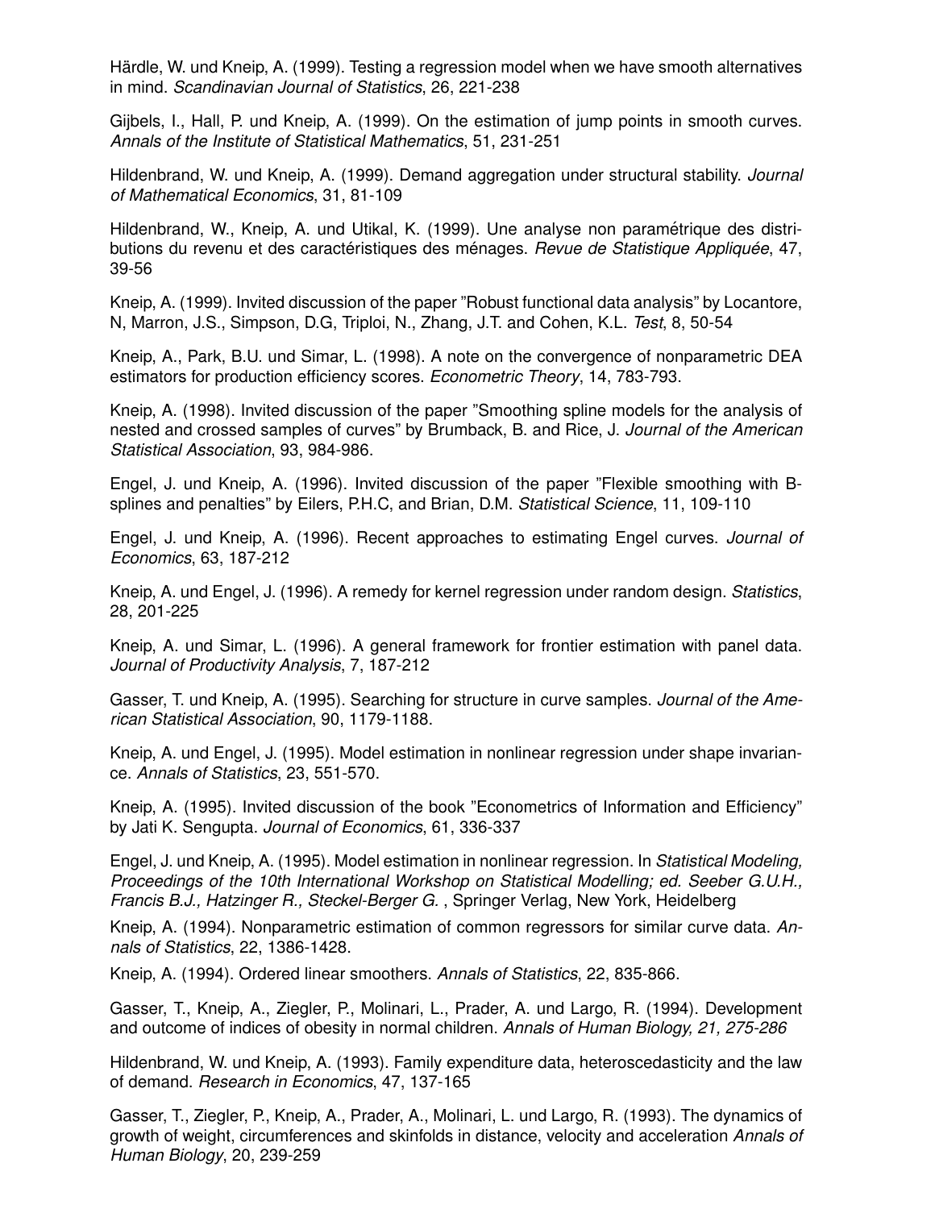Härdle, W. und Kneip, A. (1999). Testing a regression model when we have smooth alternatives in mind. *Scandinavian Journal of Statistics*, 26, 221-238

Gijbels, I., Hall, P. und Kneip, A. (1999). On the estimation of jump points in smooth curves. *Annals of the Institute of Statistical Mathematics*, 51, 231-251

Hildenbrand, W. und Kneip, A. (1999). Demand aggregation under structural stability. *Journal of Mathematical Economics*, 31, 81-109

Hildenbrand, W., Kneip, A. und Utikal, K. (1999). Une analyse non paramétrique des distributions du revenu et des caractéristiques des ménages. *Revue de Statistique Appliquée*, 47, 39-56

Kneip, A. (1999). Invited discussion of the paper "Robust functional data analysis" by Locantore, N, Marron, J.S., Simpson, D.G, Triploi, N., Zhang, J.T. and Cohen, K.L. *Test*, 8, 50-54

Kneip, A., Park, B.U. und Simar, L. (1998). A note on the convergence of nonparametric DEA estimators for production efficiency scores. *Econometric Theory*, 14, 783-793.

Kneip, A. (1998). Invited discussion of the paper "Smoothing spline models for the analysis of nested and crossed samples of curves" by Brumback, B. and Rice, J. *Journal of the American Statistical Association*, 93, 984-986.

Engel, J. und Kneip, A. (1996). Invited discussion of the paper "Flexible smoothing with B-splines and penalties" by Eilers, P.H.C, and Brian, D.M. *Statistical Science*, 11, 109-110

Engel, J. und Kneip, A. (1996). Recent approaches to estimating Engel curves. *Journal of Economics*, 63, 187-212

Kneip, A. und Engel, J. (1996). A remedy for kernel regression under random design. *Statistics*, 28, 201-225

Kneip, A. und Simar, L. (1996). A general framework for frontier estimation with panel data. *Journal of Productivity Analysis*, 7, 187-212

Gasser, T. und Kneip, A. (1995). Searching for structure in curve samples. *Journal of the American Statistical Association*, 90, 1179-1188.

Kneip, A. und Engel, J. (1995). Model estimation in nonlinear regression under shape invariance. *Annals of Statistics*, 23, 551-570.

Kneip, A. (1995). Invited discussion of the book "Econometrics of Information and Efficiency" by Jati K. Sengupta. *Journal of Economics*, 61, 336-337

Engel, J. und Kneip, A. (1995). Model estimation in nonlinear regression. In *Statistical Modeling, Proceedings of the 10th International Workshop on Statistical Modelling; ed. Seeber G.U.H., Francis B.J., Hatzinger R., Steckel-Berger G.* , Springer Verlag, New York, Heidelberg

Kneip, A. (1994). Nonparametric estimation of common regressors for similar curve data. *Annals of Statistics*, 22, 1386-1428.

Kneip, A. (1994). Ordered linear smoothers. *Annals of Statistics*, 22, 835-866.

Gasser, T., Kneip, A., Ziegler, P., Molinari, L., Prader, A. und Largo, R. (1994). Development and outcome of indices of obesity in normal children. *Annals of Human Biology, 21, 275-286*

Hildenbrand, W. und Kneip, A. (1993). Family expenditure data, heteroscedasticity and the law of demand. *Research in Economics*, 47, 137-165

Gasser, T., Ziegler, P., Kneip, A., Prader, A., Molinari, L. und Largo, R. (1993). The dynamics of growth of weight, circumferences and skinfolds in distance, velocity and acceleration *Annals of Human Biology*, 20, 239-259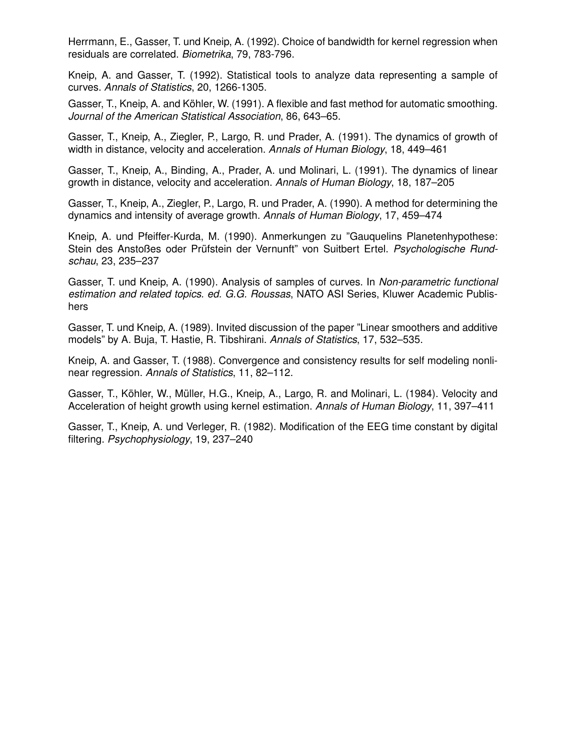Herrmann, E., Gasser, T. und Kneip, A. (1992). Choice of bandwidth for kernel regression when residuals are correlated. *Biometrika*, 79, 783-796.

Kneip, A. and Gasser, T. (1992). Statistical tools to analyze data representing a sample of curves. *Annals of Statistics*, 20, 1266-1305.

Gasser, T., Kneip, A. and Köhler, W. (1991). A flexible and fast method for automatic smoothing. *Journal of the American Statistical Association*, 86, 643–65.

Gasser, T., Kneip, A., Ziegler, P., Largo, R. und Prader, A. (1991). The dynamics of growth of width in distance, velocity and acceleration. *Annals of Human Biology*, 18, 449–461

Gasser, T., Kneip, A., Binding, A., Prader, A. und Molinari, L. (1991). The dynamics of linear growth in distance, velocity and acceleration. *Annals of Human Biology*, 18, 187–205

Gasser, T., Kneip, A., Ziegler, P., Largo, R. und Prader, A. (1990). A method for determining the dynamics and intensity of average growth. *Annals of Human Biology*, 17, 459–474

Kneip, A. und Pfeiffer-Kurda, M. (1990). Anmerkungen zu "Gauquelins Planetenhypothese: Stein des Anstoßes oder Prüfstein der Vernunft" von Suitbert Ertel. *Psychologische Rundschau*, 23, 235–237

Gasser, T. und Kneip, A. (1990). Analysis of samples of curves. In *Non-parametric functional estimation and related topics. ed. G.G. Roussas*, NATO ASI Series, Kluwer Academic Publishers

Gasser, T. und Kneip, A. (1989). Invited discussion of the paper "Linear smoothers and additive models" by A. Buja, T. Hastie, R. Tibshirani. *Annals of Statistics*, 17, 532–535.

Kneip, A. and Gasser, T. (1988). Convergence and consistency results for self modeling nonlinear regression. *Annals of Statistics*, 11, 82–112.

Gasser, T., Köhler, W., Müller, H.G., Kneip, A., Largo, R. and Molinari, L. (1984). Velocity and Acceleration of height growth using kernel estimation. *Annals of Human Biology*, 11, 397–411

Gasser, T., Kneip, A. und Verleger, R. (1982). Modification of the EEG time constant by digital filtering. *Psychophysiology*, 19, 237–240